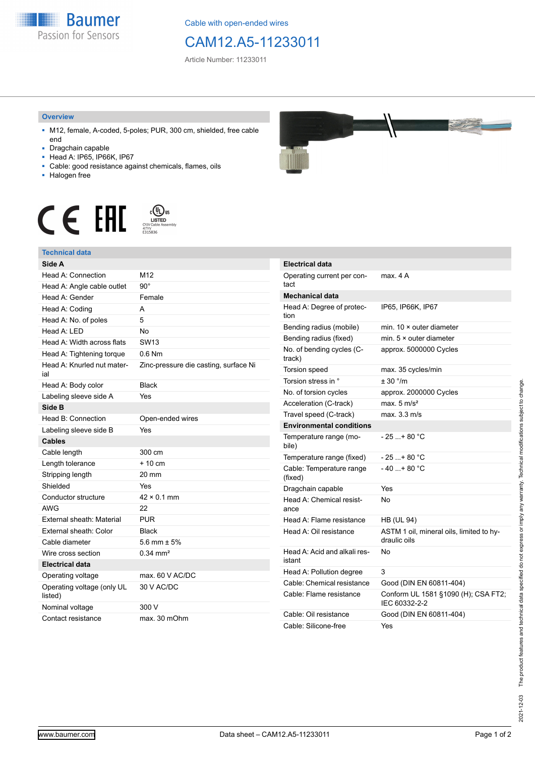Cable with open-ended wires

# CAM12.A5-11233011

Article Number: 11233011

## Overview

- M12, female, A-coded, 5-poles; PUR, 300 cm, shielded, free cable end
- Dragchain capable
- Head A: IP65, IP66K, IP67
- Cable: good resistance against chemicals, flames, oils
- Halogen free

## Technical data

| **Side A** | |
|---|---|
| Head A: Connection | M12 |
| Head A: Angle cable outlet | 90° |
| Head A: Gender | Female |
| Head A: Coding | A |
| Head A: No. of poles | 5 |
| Head A: LED | No |
| Head A: Width across flats | SW13 |
| Head A: Tightening torque | 0.6 Nm |
| Head A: Knurled nut material | Zinc-pressure die casting, surface Ni |
| Head A: Body color | Black |
| Labeling sleeve side A | Yes |
| **Side B** | |
| Head B: Connection | Open-ended wires |
| Labeling sleeve side B | Yes |
| **Cables** | |
| Cable length | 300 cm |
| Length tolerance | + 10 cm |
| Stripping length | 20 mm |
| Shielded | Yes |
| Conductor structure | 42 × 0.1 mm |
| AWG | 22 |
| External sheath: Material | PUR |
| External sheath: Color | Black |
| Cable diameter | 5.6 mm ± 5% |
| Wire cross section | 0.34 mm² |
| **Electrical data** | |
| Operating voltage | max. 60 V AC/DC |
| Operating voltage (only UL listed) | 30 V AC/DC |
| Nominal voltage | 300 V |
| Contact resistance | max. 30 mOhm |

| **Electrical data** | |
|---|---|
| Operating current per contact | max. 4 A |
| **Mechanical data** | |
| Head A: Degree of protection | IP65, IP66K, IP67 |
| Bending radius (mobile) | min. 10 × outer diameter |
| Bending radius (fixed) | min. 5 × outer diameter |
| No. of bending cycles (C-track) | approx. 5000000 Cycles |
| Torsion speed | max. 35 cycles/min |
| Torsion stress in ° | ± 30 °/m |
| No. of torsion cycles | approx. 2000000 Cycles |
| Acceleration (C-track) | max. 5 m/s² |
| Travel speed (C-track) | max. 3.3 m/s |
| **Environmental conditions** | |
| Temperature range (mobile) | - 25 ...+ 80 °C |
| Temperature range (fixed) | - 25 ...+ 80 °C |
| Cable: Temperature range (fixed) | - 40 ...+ 80 °C |
| Dragchain capable | Yes |
| Head A: Chemical resistance | No |
| Head A: Flame resistance | HB (UL 94) |
| Head A: Oil resistance | ASTM 1 oil, mineral oils, limited to hydraulic oils |
| Head A: Acid and alkali resistant | No |
| Head A: Pollution degree | 3 |
| Cable: Chemical resistance | Good (DIN EN 60811-404) |
| Cable: Flame resistance | Conform UL 1581 §1090 (H); CSA FT2; IEC 60332-2-2 |
| Cable: Oil resistance | Good (DIN EN 60811-404) |
| Cable: Silicone-free | Yes |

2021-12-03 The product features and technical data specified do not express or imply any warranty. Technical modifications subject to change.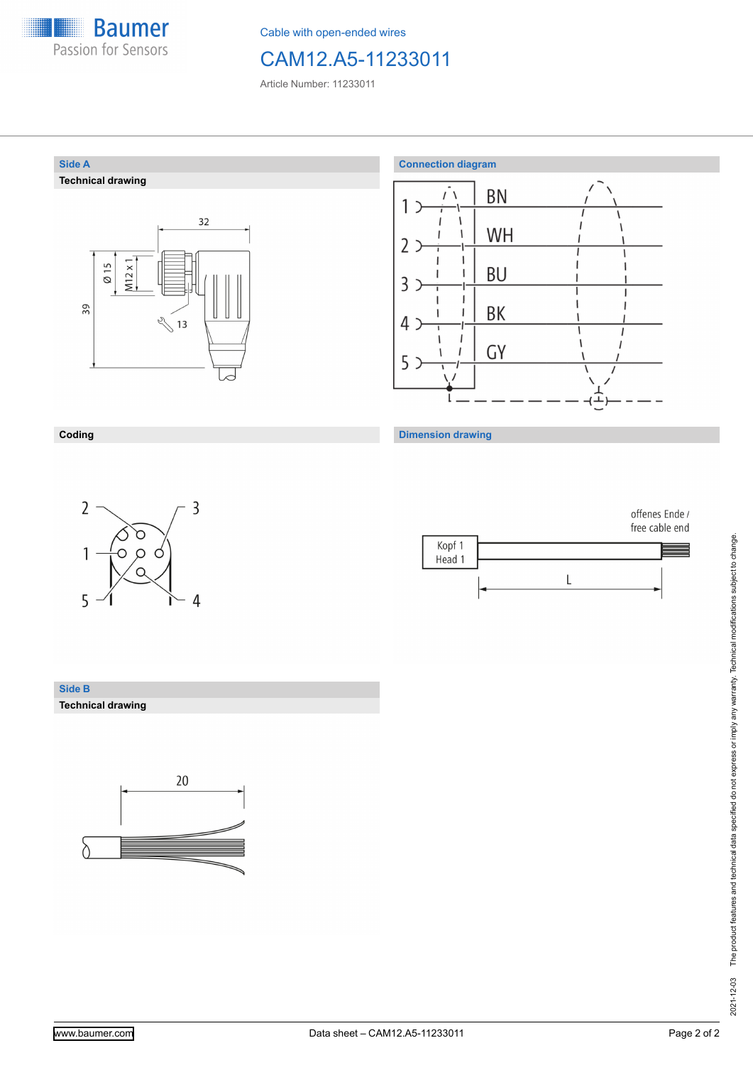Cable with open-ended wires

# CAM12.A5-11233011

Article Number: 11233011

## Side A

### Technical drawing

32

39

Ø 15

M12 x 1

13

## Connection diagram

1 BN
2 WH
3 BU
4 BK
5 GY

### Coding

2
3
1
5
4

## Dimension drawing

Kopf 1
Head 1

offenes Ende /
free cable end

L

## Side B

### Technical drawing

20

The product features and technical data specified do not express or imply any warranty. Technical modifications subject to change.

2021-12-03

www.baumer.com

Data sheet – CAM12.A5-11233011